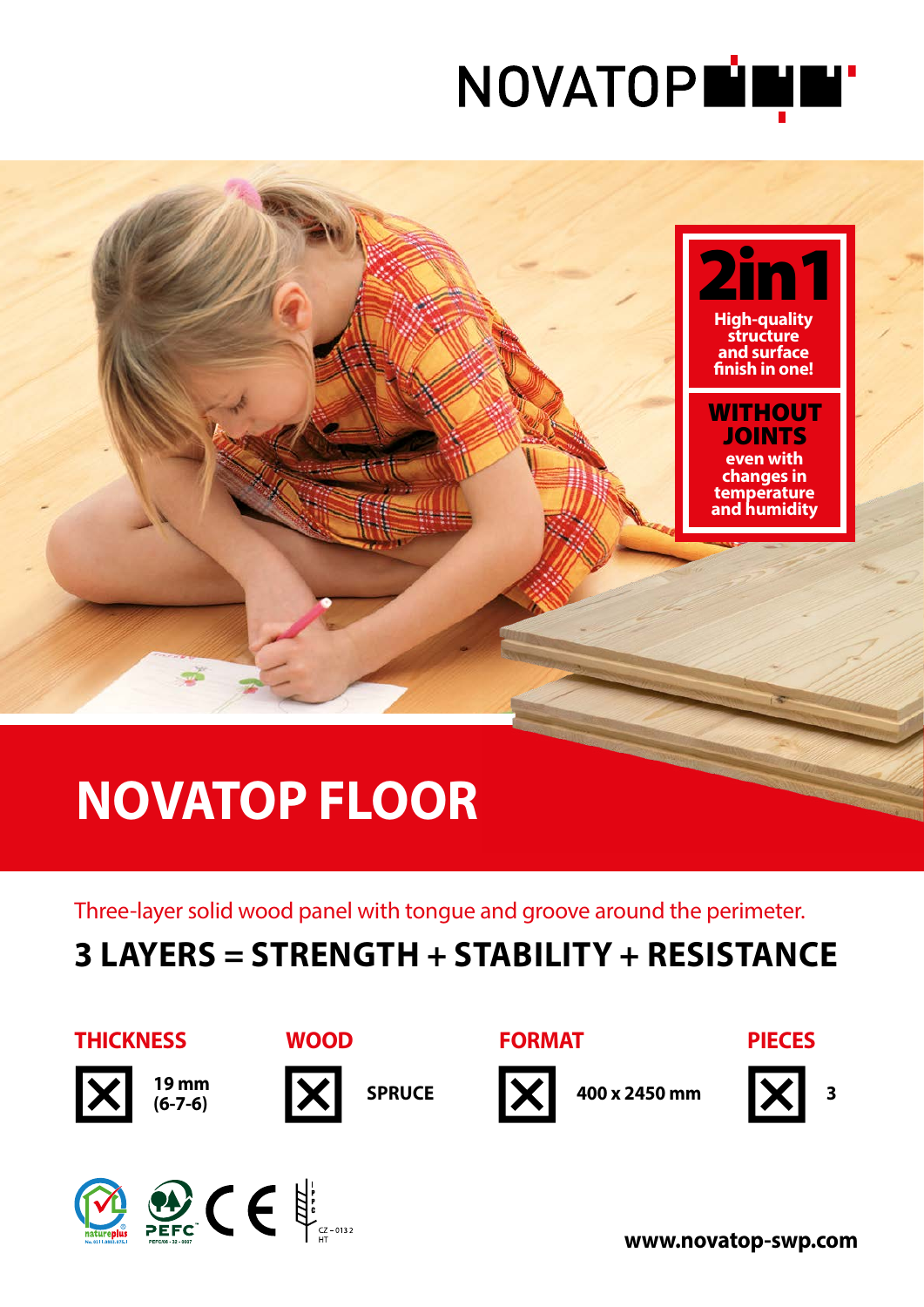NOVATOP

**2in1**
**High-quality structure and surface finish in one!**

**WITHOUT JOINTS**
**even with changes in temperature and humidity**

# NOVATOP FLOOR

Three-layer solid wood panel with tongue and groove around the perimeter.

## 3 LAYERS = STRENGTH + STABILITY + RESISTANCE

| THICKNESS | WOOD | FORMAT | PIECES |
| --- | --- | --- | --- |
| 19 mm (6-7-6) | SPRUCE | 400 x 2450 mm | 3 |

natureplus PEFC CE

CZ – 0132
HT

**www.novatop-swp.com**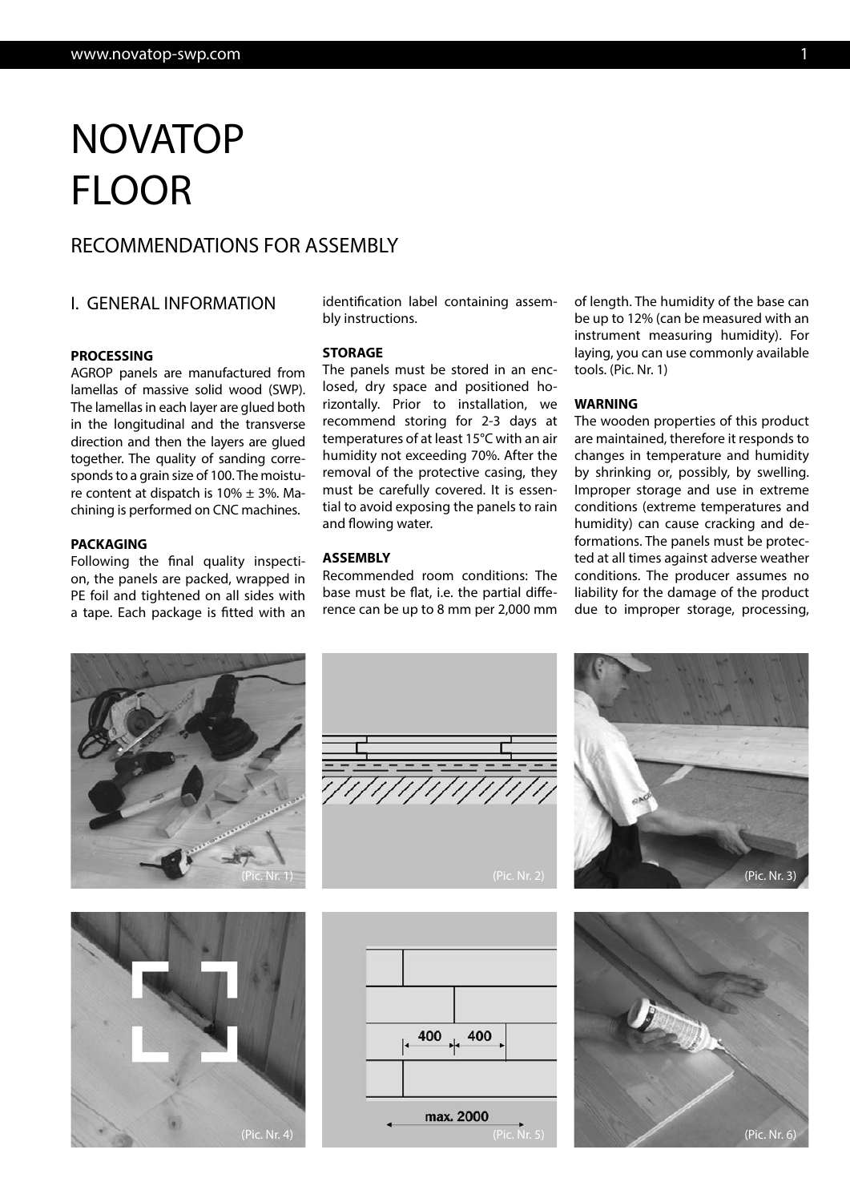# NOVATOP FLOOR

## RECOMMENDATIONS FOR ASSEMBLY

### I. GENERAL INFORMATION

**PROCESSING**
AGROP panels are manufactured from lamellas of massive solid wood (SWP). The lamellas in each layer are glued both in the longitudinal and the transverse direction and then the layers are glued together. The quality of sanding corresponds to a grain size of 100. The moisture content at dispatch is 10% ± 3%. Machining is performed on CNC machines.

**PACKAGING**
Following the final quality inspection, the panels are packed, wrapped in PE foil and tightened on all sides with a tape. Each package is fitted with an identification label containing assembly instructions.

**STORAGE**
The panels must be stored in an enclosed, dry space and positioned horizontally. Prior to installation, we recommend storing for 2-3 days at temperatures of at least 15°C with an air humidity not exceeding 70%. After the removal of the protective casing, they must be carefully covered. It is essential to avoid exposing the panels to rain and flowing water.

**ASSEMBLY**
Recommended room conditions: The base must be flat, i.e. the partial difference can be up to 8 mm per 2,000 mm of length. The humidity of the base can be up to 12% (can be measured with an instrument measuring humidity). For laying, you can use commonly available tools. (Pic. Nr. 1)

**WARNING**
The wooden properties of this product are maintained, therefore it responds to changes in temperature and humidity by shrinking or, possibly, by swelling. Improper storage and use in extreme conditions (extreme temperatures and humidity) can cause cracking and deformations. The panels must be protected at all times against adverse weather conditions. The producer assumes no liability for the damage of the product due to improper storage, processing,

(Pic. Nr. 1)

(Pic. Nr. 2)

(Pic. Nr. 3)

(Pic. Nr. 4)

400 400

max. 2000

(Pic. Nr. 5)

(Pic. Nr. 6)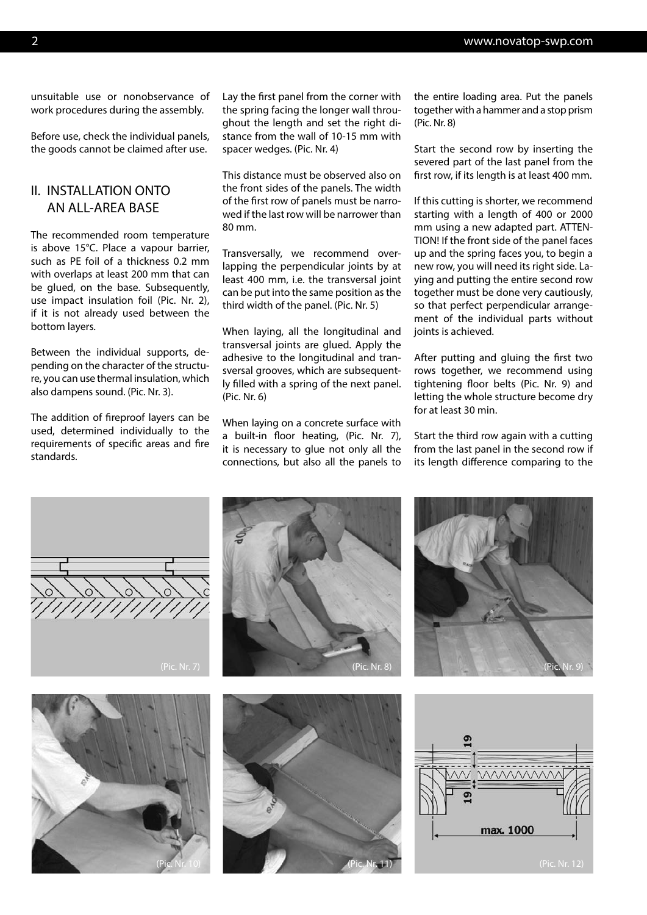unsuitable use or nonobservance of work procedures during the assembly.

Before use, check the individual panels, the goods cannot be claimed after use.

## II. INSTALLATION ONTO AN ALL-AREA BASE

The recommended room temperature is above 15°C. Place a vapour barrier, such as PE foil of a thickness 0.2 mm with overlaps at least 200 mm that can be glued, on the base. Subsequently, use impact insulation foil (Pic. Nr. 2), if it is not already used between the bottom layers.

Between the individual supports, depending on the character of the structure, you can use thermal insulation, which also dampens sound. (Pic. Nr. 3).

The addition of fireproof layers can be used, determined individually to the requirements of specific areas and fire standards.

Lay the first panel from the corner with the spring facing the longer wall throughout the length and set the right distance from the wall of 10-15 mm with spacer wedges. (Pic. Nr. 4)

This distance must be observed also on the front sides of the panels. The width of the first row of panels must be narrowed if the last row will be narrower than 80 mm.

Transversally, we recommend overlapping the perpendicular joints by at least 400 mm, i.e. the transversal joint can be put into the same position as the third width of the panel. (Pic. Nr. 5)

When laying, all the longitudinal and transversal joints are glued. Apply the adhesive to the longitudinal and transversal grooves, which are subsequently filled with a spring of the next panel. (Pic. Nr. 6)

When laying on a concrete surface with a built-in floor heating, (Pic. Nr. 7), it is necessary to glue not only all the connections, but also all the panels to the entire loading area. Put the panels together with a hammer and a stop prism (Pic. Nr. 8)

Start the second row by inserting the severed part of the last panel from the first row, if its length is at least 400 mm.

If this cutting is shorter, we recommend starting with a length of 400 or 2000 mm using a new adapted part. ATTENTION! If the front side of the panel faces up and the spring faces you, to begin a new row, you will need its right side. Laying and putting the entire second row together must be done very cautiously, so that perfect perpendicular arrangement of the individual parts without joints is achieved.

After putting and gluing the first two rows together, we recommend using tightening floor belts (Pic. Nr. 9) and letting the whole structure become dry for at least 30 min.

Start the third row again with a cutting from the last panel in the second row if its length difference comparing to the

(Pic. Nr. 7)

(Pic. Nr. 8)

(Pic. Nr. 9)

(Pic. Nr. 10)

(Pic. Nr. 11)

(Pic. Nr. 12)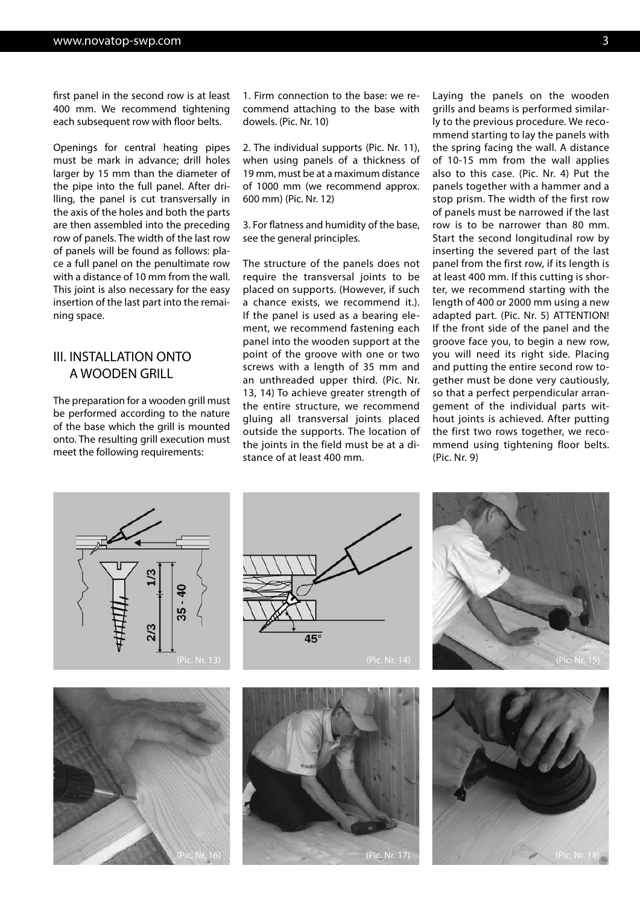first panel in the second row is at least 400 mm. We recommend tightening each subsequent row with floor belts.

Openings for central heating pipes must be mark in advance; drill holes larger by 15 mm than the diameter of the pipe into the full panel. After drilling, the panel is cut transversally in the axis of the holes and both the parts are then assembled into the preceding row of panels. The width of the last row of panels will be found as follows: place a full panel on the penultimate row with a distance of 10 mm from the wall. This joint is also necessary for the easy insertion of the last part into the remaining space.

## III. INSTALLATION ONTO A WOODEN GRILL

The preparation for a wooden grill must be performed according to the nature of the base which the grill is mounted onto. The resulting grill execution must meet the following requirements:

1. Firm connection to the base: we recommend attaching to the base with dowels. (Pic. Nr. 10)

2. The individual supports (Pic. Nr. 11), when using panels of a thickness of 19 mm, must be at a maximum distance of 1000 mm (we recommend approx. 600 mm) (Pic. Nr. 12)

3. For flatness and humidity of the base, see the general principles.

The structure of the panels does not require the transversal joints to be placed on supports. (However, if such a chance exists, we recommend it.). If the panel is used as a bearing element, we recommend fastening each panel into the wooden support at the point of the groove with one or two screws with a length of 35 mm and an unthreaded upper third. (Pic. Nr. 13, 14) To achieve greater strength of the entire structure, we recommend gluing all transversal joints placed outside the supports. The location of the joints in the field must be at a distance of at least 400 mm.

Laying the panels on the wooden grills and beams is performed similarly to the previous procedure. We recommend starting to lay the panels with the spring facing the wall. A distance of 10-15 mm from the wall applies also to this case. (Pic. Nr. 4) Put the panels together with a hammer and a stop prism. The width of the first row of panels must be narrowed if the last row is to be narrower than 80 mm. Start the second longitudinal row by inserting the severed part of the last panel from the first row, if its length is at least 400 mm. If this cutting is shorter, we recommend starting with the length of 400 or 2000 mm using a new adapted part. (Pic. Nr. 5) ATTENTION! If the front side of the panel and the groove face you, to begin a new row, you will need its right side. Placing and putting the entire second row together must be done very cautiously, so that a perfect perpendicular arrangement of the individual parts without joints is achieved. After putting the first two rows together, we recommend using tightening floor belts. (Pic. Nr. 9)

(Pic. Nr. 13)

(Pic. Nr. 14)

(Pic. Nr. 15)

(Pic. Nr. 16)

(Pic. Nr. 17)

(Pic. Nr. 18)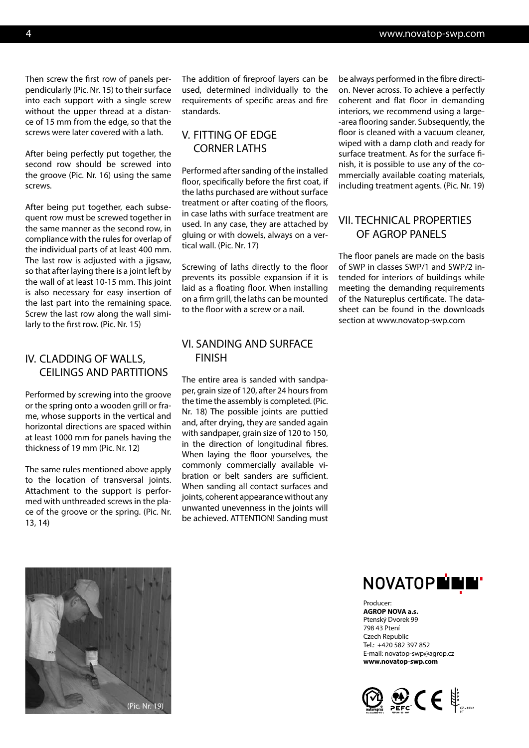Then screw the first row of panels perpendicularly (Pic. Nr. 15) to their surface into each support with a single screw without the upper thread at a distance of 15 mm from the edge, so that the screws were later covered with a lath.

After being perfectly put together, the second row should be screwed into the groove (Pic. Nr. 16) using the same screws.

After being put together, each subsequent row must be screwed together in the same manner as the second row, in compliance with the rules for overlap of the individual parts of at least 400 mm. The last row is adjusted with a jigsaw, so that after laying there is a joint left by the wall of at least 10-15 mm. This joint is also necessary for easy insertion of the last part into the remaining space. Screw the last row along the wall similarly to the first row. (Pic. Nr. 15)

## IV. CLADDING OF WALLS, CEILINGS AND PARTITIONS

Performed by screwing into the groove or the spring onto a wooden grill or frame, whose supports in the vertical and horizontal directions are spaced within at least 1000 mm for panels having the thickness of 19 mm (Pic. Nr. 12)

The same rules mentioned above apply to the location of transversal joints. Attachment to the support is performed with unthreaded screws in the place of the groove or the spring. (Pic. Nr. 13, 14)

The addition of fireproof layers can be used, determined individually to the requirements of specific areas and fire standards.

## V. FITTING OF EDGE CORNER LATHS

Performed after sanding of the installed floor, specifically before the first coat, if the laths purchased are without surface treatment or after coating of the floors, in case laths with surface treatment are used. In any case, they are attached by gluing or with dowels, always on a vertical wall. (Pic. Nr. 17)

Screwing of laths directly to the floor prevents its possible expansion if it is laid as a floating floor. When installing on a firm grill, the laths can be mounted to the floor with a screw or a nail.

## VI. SANDING AND SURFACE FINISH

The entire area is sanded with sandpaper, grain size of 120, after 24 hours from the time the assembly is completed. (Pic. Nr. 18) The possible joints are puttied and, after drying, they are sanded again with sandpaper, grain size of 120 to 150, in the direction of longitudinal fibres. When laying the floor yourselves, the commonly commercially available vibration or belt sanders are sufficient. When sanding all contact surfaces and joints, coherent appearance without any unwanted unevenness in the joints will be achieved. ATTENTION! Sanding must be always performed in the fibre direction. Never across. To achieve a perfectly coherent and flat floor in demanding interiors, we recommend using a large-area flooring sander. Subsequently, the floor is cleaned with a vacuum cleaner, wiped with a damp cloth and ready for surface treatment. As for the surface finish, it is possible to use any of the commercially available coating materials, including treatment agents. (Pic. Nr. 19)

## VII. TECHNICAL PROPERTIES OF AGROP PANELS

The floor panels are made on the basis of SWP in classes SWP/1 and SWP/2 intended for interiors of buildings while meeting the demanding requirements of the Natureplus certificate. The datasheet can be found in the downloads section at www.novatop-swp.com

(Pic. Nr. 19)

NOVATOP

Producer:
**AGROP NOVA a.s.**
Ptenský Dvorek 99
798 43 Ptení
Czech Republic
Tel.: +420 582 397 852
E-mail: novatop-swp@agrop.cz
**www.novatop-swp.com**